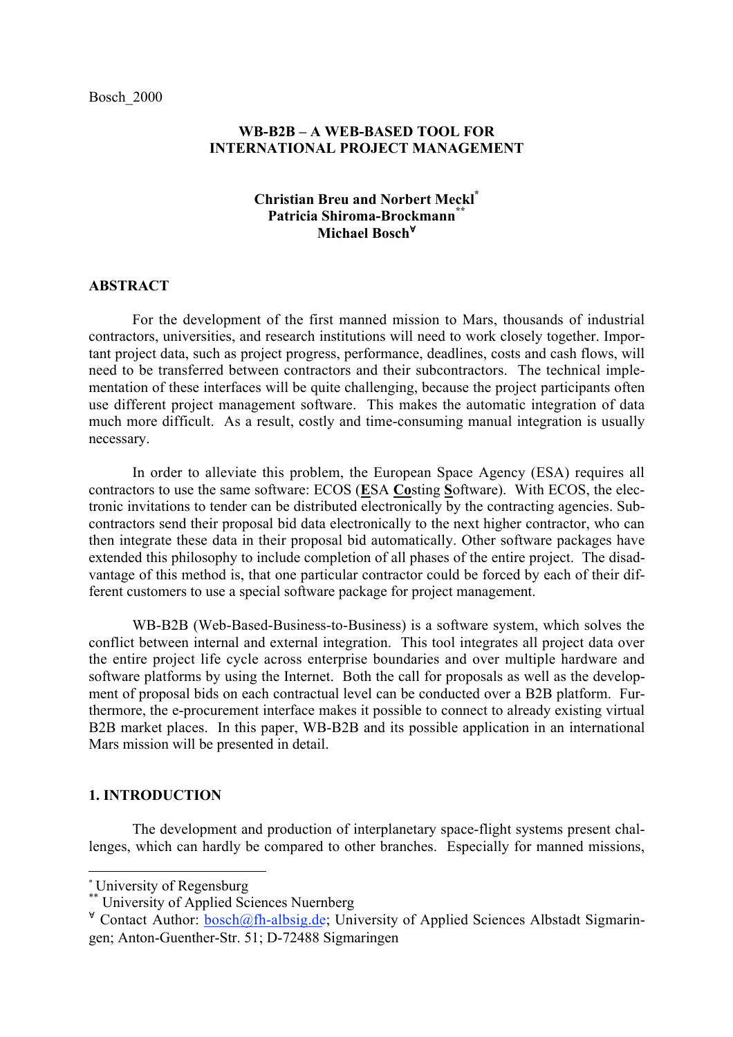Bosch_2000

# WB-B2B – A WEB-BASED TOOL FOR INTERNATIONAL PROJECT MANAGEMENT

**Christian Breu and Norbert Meckl[*]**
**Patricia Shiroma-Brockmann[**]**
**Michael Bosch[∀]**

## ABSTRACT

For the development of the first manned mission to Mars, thousands of industrial contractors, universities, and research institutions will need to work closely together. Important project data, such as project progress, performance, deadlines, costs and cash flows, will need to be transferred between contractors and their subcontractors. The technical implementation of these interfaces will be quite challenging, because the project participants often use different project management software. This makes the automatic integration of data much more difficult. As a result, costly and time-consuming manual integration is usually necessary.

In order to alleviate this problem, the European Space Agency (ESA) requires all contractors to use the same software: ECOS (**E**SA **Co**sting **S**oftware). With ECOS, the electronic invitations to tender can be distributed electronically by the contracting agencies. Subcontractors send their proposal bid data electronically to the next higher contractor, who can then integrate these data in their proposal bid automatically. Other software packages have extended this philosophy to include completion of all phases of the entire project. The disadvantage of this method is, that one particular contractor could be forced by each of their different customers to use a special software package for project management.

WB-B2B (Web-Based-Business-to-Business) is a software system, which solves the conflict between internal and external integration. This tool integrates all project data over the entire project life cycle across enterprise boundaries and over multiple hardware and software platforms by using the Internet. Both the call for proposals as well as the development of proposal bids on each contractual level can be conducted over a B2B platform. Furthermore, the e-procurement interface makes it possible to connect to already existing virtual B2B market places. In this paper, WB-B2B and its possible application in an international Mars mission will be presented in detail.

## 1. INTRODUCTION

The development and production of interplanetary space-flight systems present challenges, which can hardly be compared to other branches. Especially for manned missions,

---

[*] University of Regensburg
[**] University of Applied Sciences Nuernberg
[∀] Contact Author: bosch@fh-albsig.de; University of Applied Sciences Albstadt Sigmaringen; Anton-Guenther-Str. 51; D-72488 Sigmaringen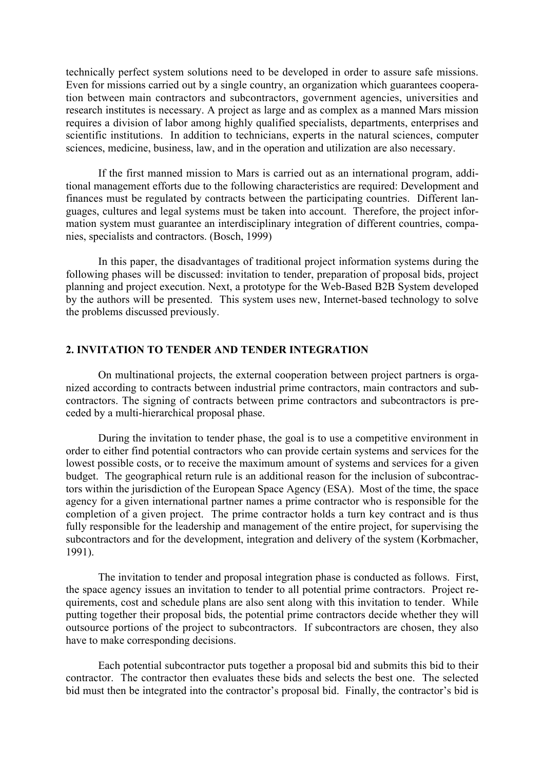technically perfect system solutions need to be developed in order to assure safe missions. Even for missions carried out by a single country, an organization which guarantees cooperation between main contractors and subcontractors, government agencies, universities and research institutes is necessary. A project as large and as complex as a manned Mars mission requires a division of labor among highly qualified specialists, departments, enterprises and scientific institutions. In addition to technicians, experts in the natural sciences, computer sciences, medicine, business, law, and in the operation and utilization are also necessary.

If the first manned mission to Mars is carried out as an international program, additional management efforts due to the following characteristics are required: Development and finances must be regulated by contracts between the participating countries. Different languages, cultures and legal systems must be taken into account. Therefore, the project information system must guarantee an interdisciplinary integration of different countries, companies, specialists and contractors. (Bosch, 1999)

In this paper, the disadvantages of traditional project information systems during the following phases will be discussed: invitation to tender, preparation of proposal bids, project planning and project execution. Next, a prototype for the Web-Based B2B System developed by the authors will be presented. This system uses new, Internet-based technology to solve the problems discussed previously.

## 2. INVITATION TO TENDER AND TENDER INTEGRATION

On multinational projects, the external cooperation between project partners is organized according to contracts between industrial prime contractors, main contractors and subcontractors. The signing of contracts between prime contractors and subcontractors is preceded by a multi-hierarchical proposal phase.

During the invitation to tender phase, the goal is to use a competitive environment in order to either find potential contractors who can provide certain systems and services for the lowest possible costs, or to receive the maximum amount of systems and services for a given budget. The geographical return rule is an additional reason for the inclusion of subcontractors within the jurisdiction of the European Space Agency (ESA). Most of the time, the space agency for a given international partner names a prime contractor who is responsible for the completion of a given project. The prime contractor holds a turn key contract and is thus fully responsible for the leadership and management of the entire project, for supervising the subcontractors and for the development, integration and delivery of the system (Korbmacher, 1991).

The invitation to tender and proposal integration phase is conducted as follows. First, the space agency issues an invitation to tender to all potential prime contractors. Project requirements, cost and schedule plans are also sent along with this invitation to tender. While putting together their proposal bids, the potential prime contractors decide whether they will outsource portions of the project to subcontractors. If subcontractors are chosen, they also have to make corresponding decisions.

Each potential subcontractor puts together a proposal bid and submits this bid to their contractor. The contractor then evaluates these bids and selects the best one. The selected bid must then be integrated into the contractor's proposal bid. Finally, the contractor's bid is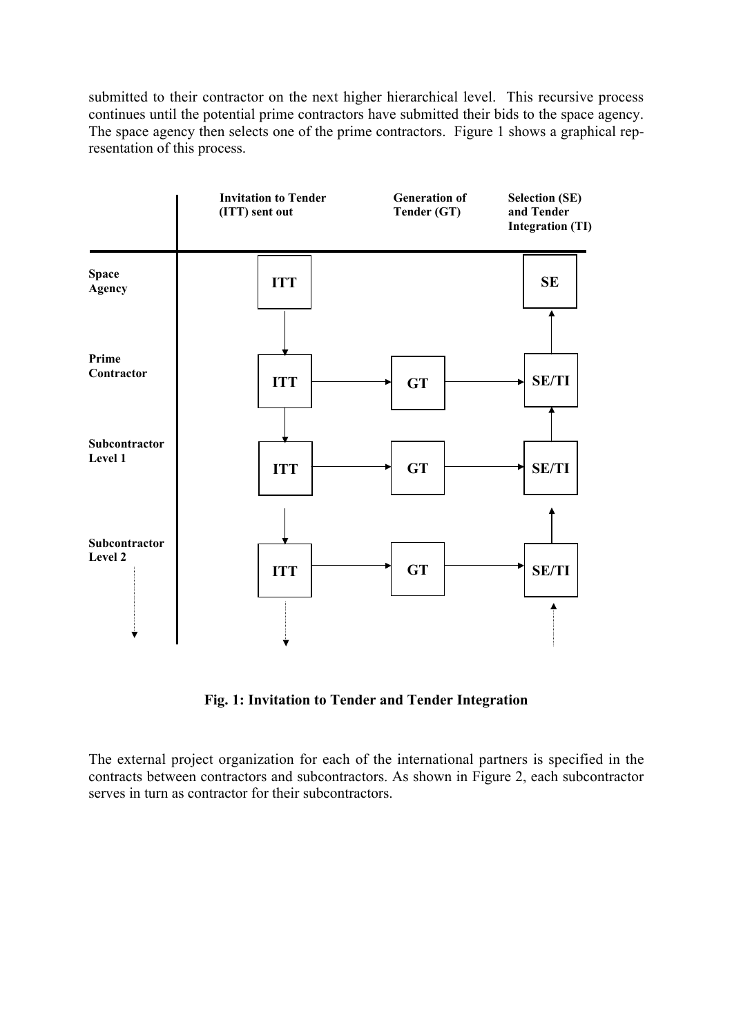submitted to their contractor on the next higher hierarchical level. This recursive process continues until the potential prime contractors have submitted their bids to the space agency. The space agency then selects one of the prime contractors. Figure 1 shows a graphical representation of this process.

| | Invitation to Tender (ITT) sent out | Generation of Tender (GT) | Selection (SE) and Tender Integration (TI) |
|---|---|---|---|
| **Space Agency** | ITT | | SE |
| **Prime Contractor** | ITT | GT | SE/TI |
| **Subcontractor Level 1** | ITT | GT | SE/TI |
| **Subcontractor Level 2** | ITT | GT | SE/TI |

**Fig. 1: Invitation to Tender and Tender Integration**

The external project organization for each of the international partners is specified in the contracts between contractors and subcontractors. As shown in Figure 2, each subcontractor serves in turn as contractor for their subcontractors.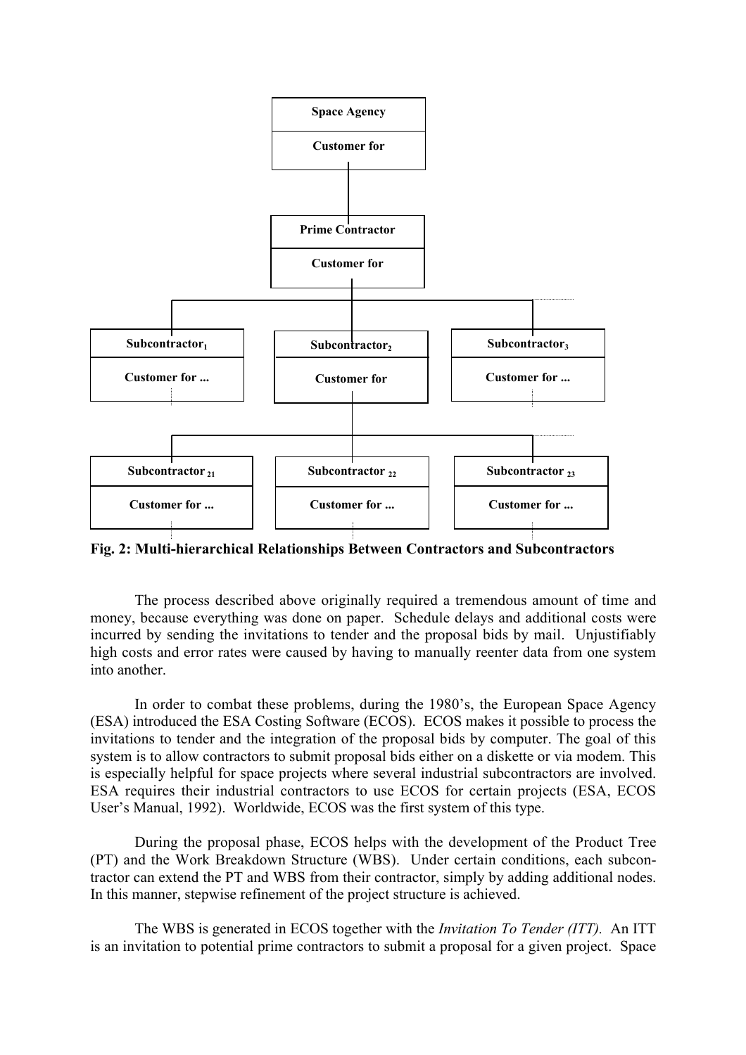**Space Agency**
Customer for

**Prime Contractor**
Customer for

| **Subcontractor$_1$** | **Subcontractor$_2$** | **Subcontractor$_3$** |
|---|---|---|
| Customer for ... | Customer for | Customer for ... |

| **Subcontractor$_{21}$** | **Subcontractor$_{22}$** | **Subcontractor$_{23}$** |
|---|---|---|
| Customer for ... | Customer for ... | Customer for ... |

**Fig. 2: Multi-hierarchical Relationships Between Contractors and Subcontractors**

The process described above originally required a tremendous amount of time and money, because everything was done on paper. Schedule delays and additional costs were incurred by sending the invitations to tender and the proposal bids by mail. Unjustifiably high costs and error rates were caused by having to manually reenter data from one system into another.

In order to combat these problems, during the 1980's, the European Space Agency (ESA) introduced the ESA Costing Software (ECOS). ECOS makes it possible to process the invitations to tender and the integration of the proposal bids by computer. The goal of this system is to allow contractors to submit proposal bids either on a diskette or via modem. This is especially helpful for space projects where several industrial subcontractors are involved. ESA requires their industrial contractors to use ECOS for certain projects (ESA, ECOS User's Manual, 1992). Worldwide, ECOS was the first system of this type.

During the proposal phase, ECOS helps with the development of the Product Tree (PT) and the Work Breakdown Structure (WBS). Under certain conditions, each subcontractor can extend the PT and WBS from their contractor, simply by adding additional nodes. In this manner, stepwise refinement of the project structure is achieved.

The WBS is generated in ECOS together with the *Invitation To Tender (ITT).* An ITT is an invitation to potential prime contractors to submit a proposal for a given project. Space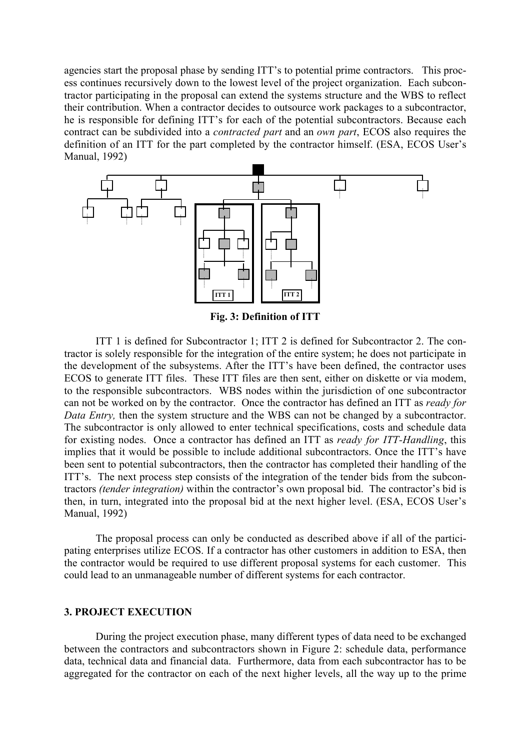agencies start the proposal phase by sending ITT's to potential prime contractors. This process continues recursively down to the lowest level of the project organization. Each subcontractor participating in the proposal can extend the systems structure and the WBS to reflect their contribution. When a contractor decides to outsource work packages to a subcontractor, he is responsible for defining ITT's for each of the potential subcontractors. Because each contract can be subdivided into a *contracted part* and an *own part*, ECOS also requires the definition of an ITT for the part completed by the contractor himself. (ESA, ECOS User's Manual, 1992)

**Fig. 3: Definition of ITT**

ITT 1 is defined for Subcontractor 1; ITT 2 is defined for Subcontractor 2. The contractor is solely responsible for the integration of the entire system; he does not participate in the development of the subsystems. After the ITT's have been defined, the contractor uses ECOS to generate ITT files. These ITT files are then sent, either on diskette or via modem, to the responsible subcontractors. WBS nodes within the jurisdiction of one subcontractor can not be worked on by the contractor. Once the contractor has defined an ITT as *ready for Data Entry,* then the system structure and the WBS can not be changed by a subcontractor. The subcontractor is only allowed to enter technical specifications, costs and schedule data for existing nodes. Once a contractor has defined an ITT as *ready for ITT-Handling*, this implies that it would be possible to include additional subcontractors. Once the ITT's have been sent to potential subcontractors, then the contractor has completed their handling of the ITT's. The next process step consists of the integration of the tender bids from the subcontractors *(tender integration)* within the contractor's own proposal bid. The contractor's bid is then, in turn, integrated into the proposal bid at the next higher level. (ESA, ECOS User's Manual, 1992)

The proposal process can only be conducted as described above if all of the participating enterprises utilize ECOS. If a contractor has other customers in addition to ESA, then the contractor would be required to use different proposal systems for each customer. This could lead to an unmanageable number of different systems for each contractor.

## 3. PROJECT EXECUTION

During the project execution phase, many different types of data need to be exchanged between the contractors and subcontractors shown in Figure 2: schedule data, performance data, technical data and financial data. Furthermore, data from each subcontractor has to be aggregated for the contractor on each of the next higher levels, all the way up to the prime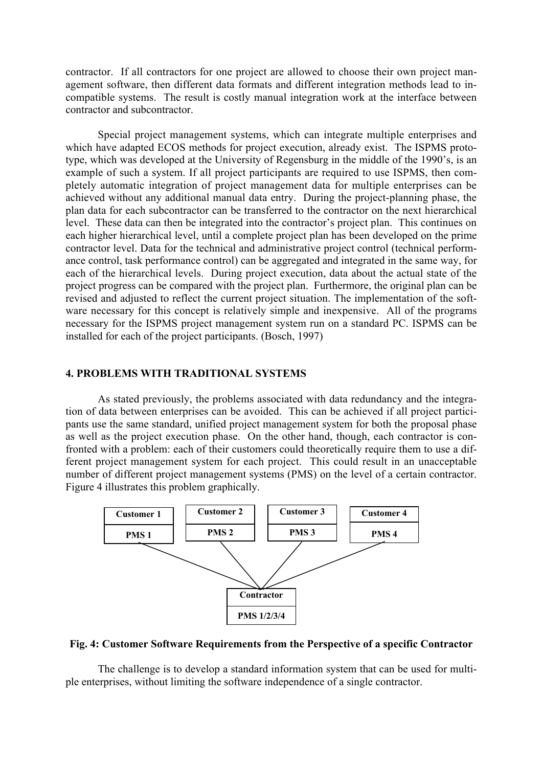contractor. If all contractors for one project are allowed to choose their own project management software, then different data formats and different integration methods lead to incompatible systems. The result is costly manual integration work at the interface between contractor and subcontractor.

Special project management systems, which can integrate multiple enterprises and which have adapted ECOS methods for project execution, already exist. The ISPMS prototype, which was developed at the University of Regensburg in the middle of the 1990's, is an example of such a system. If all project participants are required to use ISPMS, then completely automatic integration of project management data for multiple enterprises can be achieved without any additional manual data entry. During the project-planning phase, the plan data for each subcontractor can be transferred to the contractor on the next hierarchical level. These data can then be integrated into the contractor's project plan. This continues on each higher hierarchical level, until a complete project plan has been developed on the prime contractor level. Data for the technical and administrative project control (technical performance control, task performance control) can be aggregated and integrated in the same way, for each of the hierarchical levels. During project execution, data about the actual state of the project progress can be compared with the project plan. Furthermore, the original plan can be revised and adjusted to reflect the current project situation. The implementation of the software necessary for this concept is relatively simple and inexpensive. All of the programs necessary for the ISPMS project management system run on a standard PC. ISPMS can be installed for each of the project participants. (Bosch, 1997)

## 4. PROBLEMS WITH TRADITIONAL SYSTEMS

As stated previously, the problems associated with data redundancy and the integration of data between enterprises can be avoided. This can be achieved if all project participants use the same standard, unified project management system for both the proposal phase as well as the project execution phase. On the other hand, though, each contractor is confronted with a problem: each of their customers could theoretically require them to use a different project management system for each project. This could result in an unacceptable number of different project management systems (PMS) on the level of a certain contractor. Figure 4 illustrates this problem graphically.

| Customer 1 | Customer 2 | Customer 3 | Customer 4 |
|---|---|---|---|
| PMS 1 | PMS 2 | PMS 3 | PMS 4 |

| Contractor |
|---|
| PMS 1/2/3/4 |

**Fig. 4: Customer Software Requirements from the Perspective of a specific Contractor**

The challenge is to develop a standard information system that can be used for multiple enterprises, without limiting the software independence of a single contractor.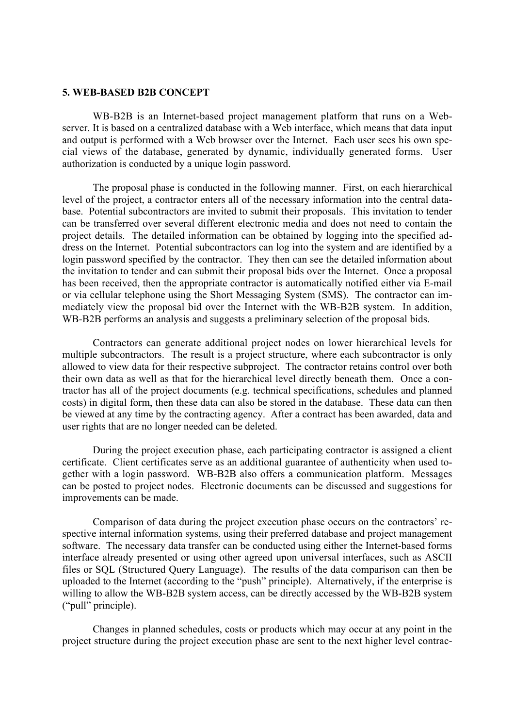## 5. WEB-BASED B2B CONCEPT

WB-B2B is an Internet-based project management platform that runs on a Web-server. It is based on a centralized database with a Web interface, which means that data input and output is performed with a Web browser over the Internet. Each user sees his own special views of the database, generated by dynamic, individually generated forms. User authorization is conducted by a unique login password.

The proposal phase is conducted in the following manner. First, on each hierarchical level of the project, a contractor enters all of the necessary information into the central database. Potential subcontractors are invited to submit their proposals. This invitation to tender can be transferred over several different electronic media and does not need to contain the project details. The detailed information can be obtained by logging into the specified address on the Internet. Potential subcontractors can log into the system and are identified by a login password specified by the contractor. They then can see the detailed information about the invitation to tender and can submit their proposal bids over the Internet. Once a proposal has been received, then the appropriate contractor is automatically notified either via E-mail or via cellular telephone using the Short Messaging System (SMS). The contractor can immediately view the proposal bid over the Internet with the WB-B2B system. In addition, WB-B2B performs an analysis and suggests a preliminary selection of the proposal bids.

Contractors can generate additional project nodes on lower hierarchical levels for multiple subcontractors. The result is a project structure, where each subcontractor is only allowed to view data for their respective subproject. The contractor retains control over both their own data as well as that for the hierarchical level directly beneath them. Once a contractor has all of the project documents (e.g. technical specifications, schedules and planned costs) in digital form, then these data can also be stored in the database. These data can then be viewed at any time by the contracting agency. After a contract has been awarded, data and user rights that are no longer needed can be deleted.

During the project execution phase, each participating contractor is assigned a client certificate. Client certificates serve as an additional guarantee of authenticity when used together with a login password. WB-B2B also offers a communication platform. Messages can be posted to project nodes. Electronic documents can be discussed and suggestions for improvements can be made.

Comparison of data during the project execution phase occurs on the contractors' respective internal information systems, using their preferred database and project management software. The necessary data transfer can be conducted using either the Internet-based forms interface already presented or using other agreed upon universal interfaces, such as ASCII files or SQL (Structured Query Language). The results of the data comparison can then be uploaded to the Internet (according to the "push" principle). Alternatively, if the enterprise is willing to allow the WB-B2B system access, can be directly accessed by the WB-B2B system ("pull" principle).

Changes in planned schedules, costs or products which may occur at any point in the project structure during the project execution phase are sent to the next higher level contrac-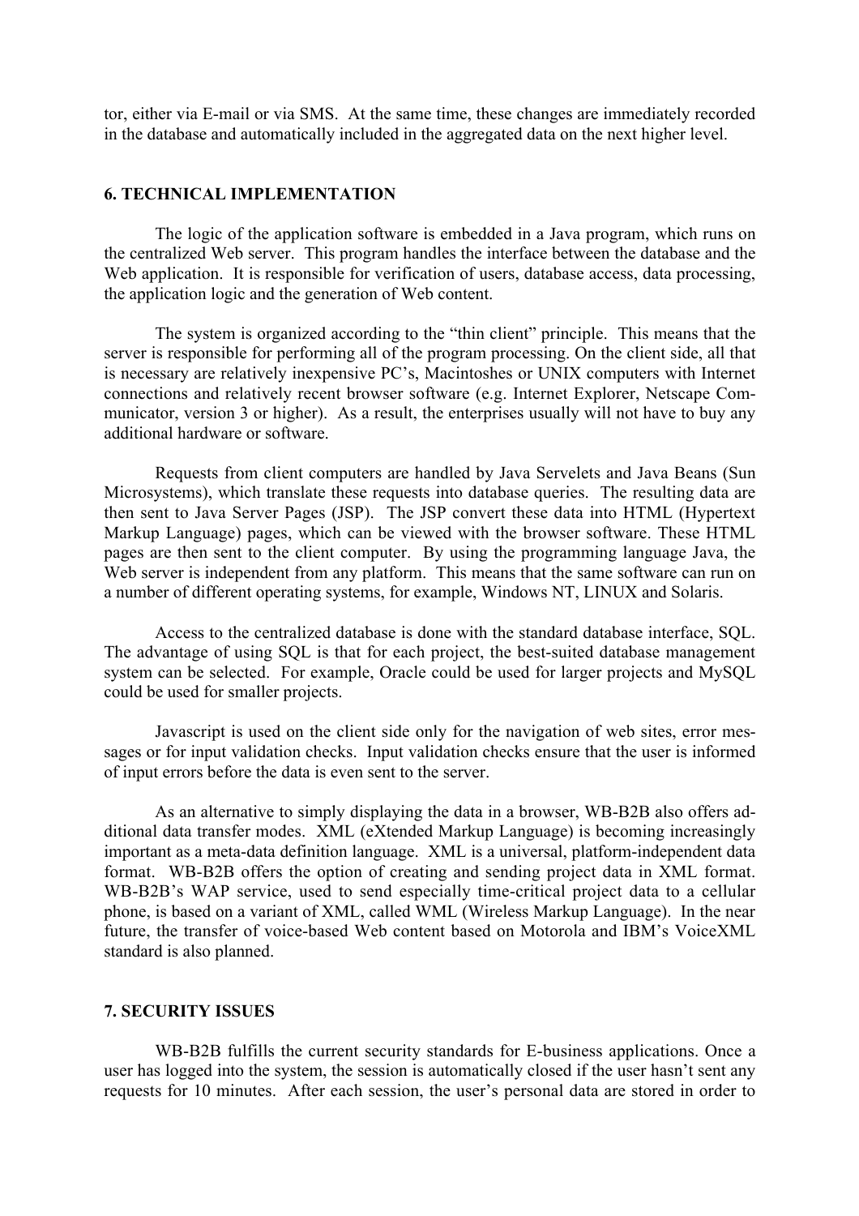tor, either via E-mail or via SMS. At the same time, these changes are immediately recorded in the database and automatically included in the aggregated data on the next higher level.

## 6. TECHNICAL IMPLEMENTATION

The logic of the application software is embedded in a Java program, which runs on the centralized Web server. This program handles the interface between the database and the Web application. It is responsible for verification of users, database access, data processing, the application logic and the generation of Web content.

The system is organized according to the "thin client" principle. This means that the server is responsible for performing all of the program processing. On the client side, all that is necessary are relatively inexpensive PC's, Macintoshes or UNIX computers with Internet connections and relatively recent browser software (e.g. Internet Explorer, Netscape Communicator, version 3 or higher). As a result, the enterprises usually will not have to buy any additional hardware or software.

Requests from client computers are handled by Java Servelets and Java Beans (Sun Microsystems), which translate these requests into database queries. The resulting data are then sent to Java Server Pages (JSP). The JSP convert these data into HTML (Hypertext Markup Language) pages, which can be viewed with the browser software. These HTML pages are then sent to the client computer. By using the programming language Java, the Web server is independent from any platform. This means that the same software can run on a number of different operating systems, for example, Windows NT, LINUX and Solaris.

Access to the centralized database is done with the standard database interface, SQL. The advantage of using SQL is that for each project, the best-suited database management system can be selected. For example, Oracle could be used for larger projects and MySQL could be used for smaller projects.

Javascript is used on the client side only for the navigation of web sites, error messages or for input validation checks. Input validation checks ensure that the user is informed of input errors before the data is even sent to the server.

As an alternative to simply displaying the data in a browser, WB-B2B also offers additional data transfer modes. XML (eXtended Markup Language) is becoming increasingly important as a meta-data definition language. XML is a universal, platform-independent data format. WB-B2B offers the option of creating and sending project data in XML format. WB-B2B's WAP service, used to send especially time-critical project data to a cellular phone, is based on a variant of XML, called WML (Wireless Markup Language). In the near future, the transfer of voice-based Web content based on Motorola and IBM's VoiceXML standard is also planned.

## 7. SECURITY ISSUES

WB-B2B fulfills the current security standards for E-business applications. Once a user has logged into the system, the session is automatically closed if the user hasn't sent any requests for 10 minutes. After each session, the user's personal data are stored in order to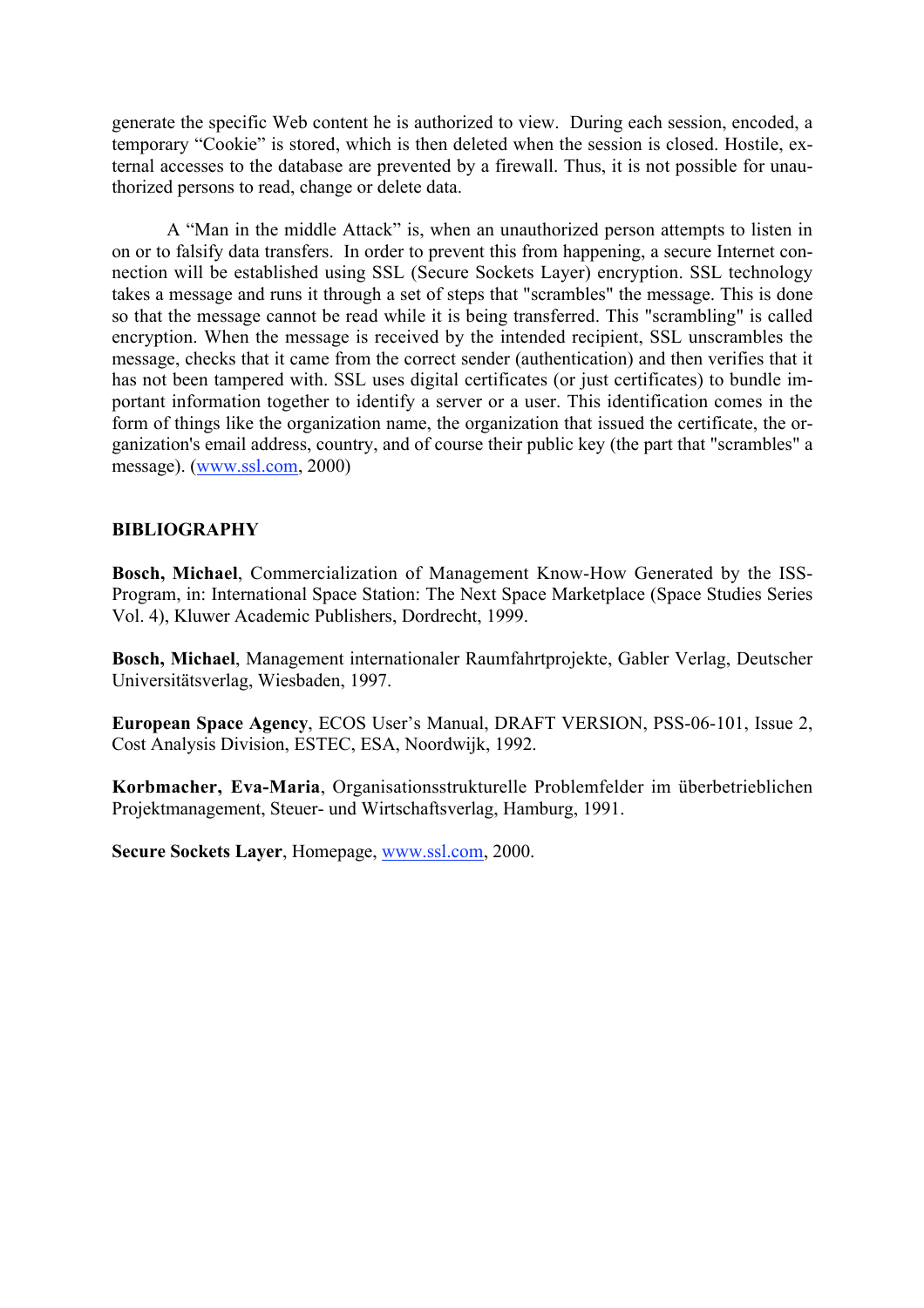generate the specific Web content he is authorized to view. During each session, encoded, a temporary "Cookie" is stored, which is then deleted when the session is closed. Hostile, external accesses to the database are prevented by a firewall. Thus, it is not possible for unauthorized persons to read, change or delete data.

A "Man in the middle Attack" is, when an unauthorized person attempts to listen in on or to falsify data transfers. In order to prevent this from happening, a secure Internet connection will be established using SSL (Secure Sockets Layer) encryption. SSL technology takes a message and runs it through a set of steps that "scrambles" the message. This is done so that the message cannot be read while it is being transferred. This "scrambling" is called encryption. When the message is received by the intended recipient, SSL unscrambles the message, checks that it came from the correct sender (authentication) and then verifies that it has not been tampered with. SSL uses digital certificates (or just certificates) to bundle important information together to identify a server or a user. This identification comes in the form of things like the organization name, the organization that issued the certificate, the organization's email address, country, and of course their public key (the part that "scrambles" a message). (www.ssl.com, 2000)

## BIBLIOGRAPHY

**Bosch, Michael**, Commercialization of Management Know-How Generated by the ISS-Program, in: International Space Station: The Next Space Marketplace (Space Studies Series Vol. 4), Kluwer Academic Publishers, Dordrecht, 1999.

**Bosch, Michael**, Management internationaler Raumfahrtprojekte, Gabler Verlag, Deutscher Universitätsverlag, Wiesbaden, 1997.

**European Space Agency**, ECOS User's Manual, DRAFT VERSION, PSS-06-101, Issue 2, Cost Analysis Division, ESTEC, ESA, Noordwijk, 1992.

**Korbmacher, Eva-Maria**, Organisationsstrukturelle Problemfelder im überbetrieblichen Projektmanagement, Steuer- und Wirtschaftsverlag, Hamburg, 1991.

**Secure Sockets Layer**, Homepage, www.ssl.com, 2000.